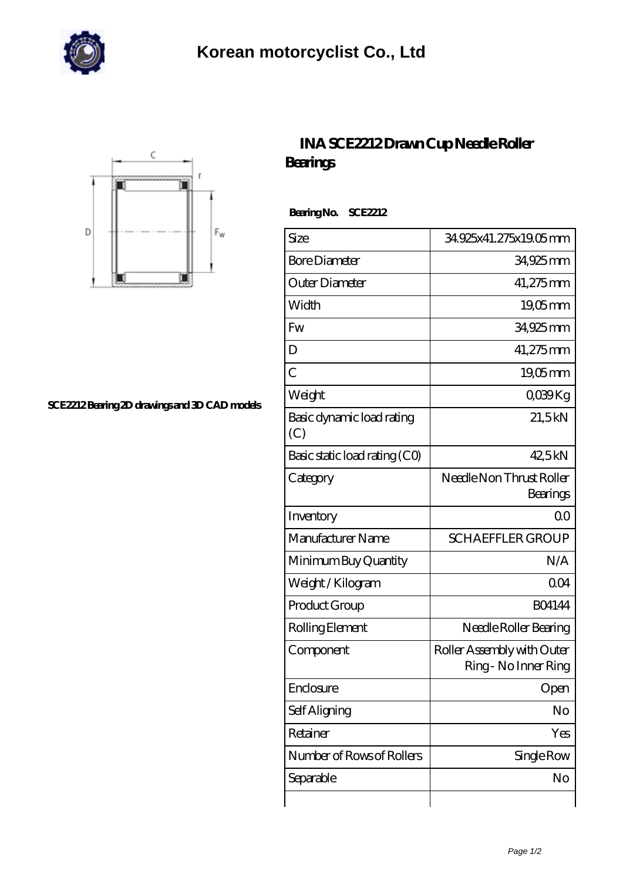# Korean motorcyclist Co., Ltd

SCE2212 Bearing 2D drawings and 3D CAD models

## INA SCE2212 Drawn Cup Needle Roller Bearings

**Bearing No. SCE2212**

| Size | 34.925x41.275x19.05 mm |
|---|---|
| Bore Diameter | 34,925 mm |
| Outer Diameter | 41,275 mm |
| Width | 19,05 mm |
| Fw | 34,925 mm |
| D | 41,275 mm |
| C | 19,05 mm |
| Weight | 0,039 Kg |
| Basic dynamic load rating (C) | 21,5 kN |
| Basic static load rating (C0) | 42,5 kN |
| Category | Needle Non Thrust Roller Bearings |
| Inventory | 0.0 |
| Manufacturer Name | SCHAEFFLER GROUP |
| Minimum Buy Quantity | N/A |
| Weight / Kilogram | 0.04 |
| Product Group | B04144 |
| Rolling Element | Needle Roller Bearing |
| Component | Roller Assembly with Outer Ring - No Inner Ring |
| Enclosure | Open |
| Self Aligning | No |
| Retainer | Yes |
| Number of Rows of Rollers | Single Row |
| Separable | No |
| | |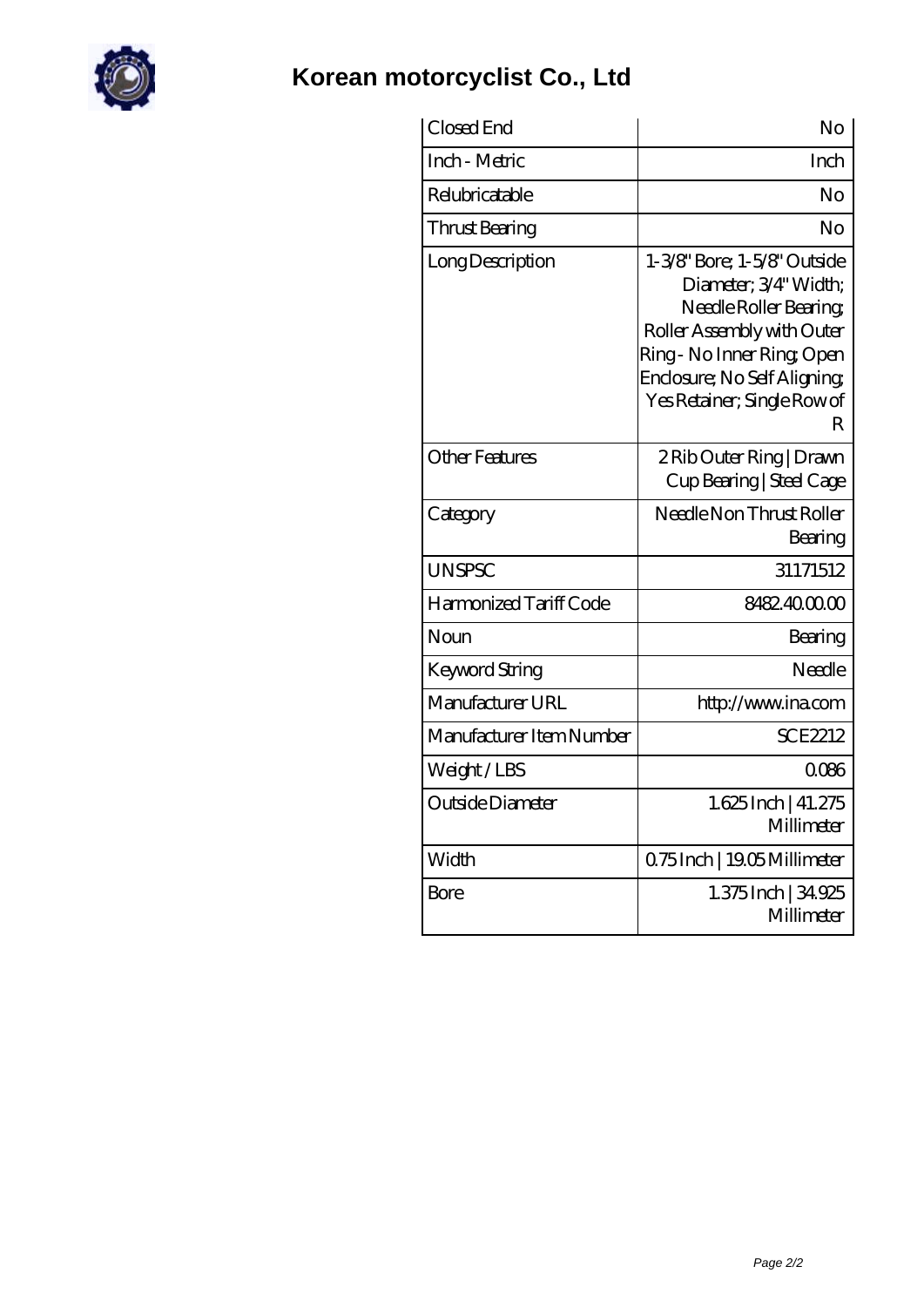# Korean motorcycl­ist Co., Ltd

| | |
|---|---|
| Closed End | No |
| Inch - Metric | Inch |
| Relubricatable | No |
| Thrust Bearing | No |
| Long Description | 1-3/8" Bore; 1-5/8" Outside Diameter; 3/4" Width; Needle Roller Bearing; Roller Assembly with Outer Ring - No Inner Ring; Open Enclosure; No Self Aligning; Yes Retainer; Single Row of R |
| Other Features | 2 Rib Outer Ring \| Drawn Cup Bearing \| Steel Cage |
| Category | Needle Non Thrust Roller Bearing |
| UNSPSC | 31171512 |
| Harmonized Tariff Code | 8482.40.00.00 |
| Noun | Bearing |
| Keyword String | Needle |
| Manufacturer URL | http://www.ina.com |
| Manufacturer Item Number | SCE2212 |
| Weight / LBS | 0.086 |
| Outside Diameter | 1.625 Inch \| 41.275 Millimeter |
| Width | 0.75 Inch \| 19.05 Millimeter |
| Bore | 1.375 Inch \| 34.925 Millimeter |